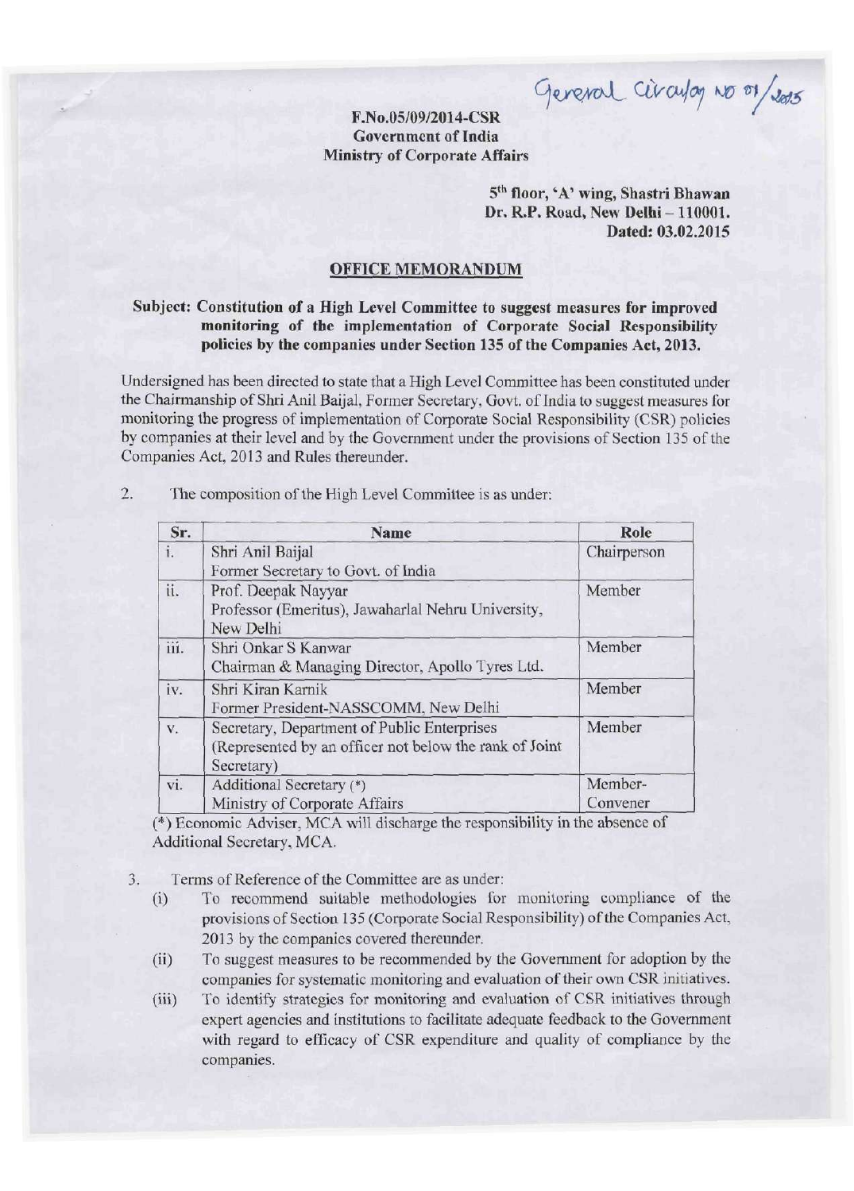General Circular No 01/2015

**F.No.05/09/2014-CSR**
**Government of India**
**Ministry of Corporate Affairs**

**5th floor, 'A' wing, Shastri Bhawan**
**Dr. R.P. Road, New Delhi – 110001.**
**Dated: 03.02.2015**

## OFFICE MEMORANDUM

**Subject: Constitution of a High Level Committee to suggest measures for improved monitoring of the implementation of Corporate Social Responsibility policies by the companies under Section 135 of the Companies Act, 2013.**

Undersigned has been directed to state that a High Level Committee has been constituted under the Chairmanship of Shri Anil Baijal, Former Secretary, Govt. of India to suggest measures for monitoring the progress of implementation of Corporate Social Responsibility (CSR) policies by companies at their level and by the Government under the provisions of Section 135 of the Companies Act, 2013 and Rules thereunder.

2. The composition of the High Level Committee is as under:

| Sr. | Name | Role |
| --- | --- | --- |
| i. | Shri Anil Baijal<br>Former Secretary to Govt. of India | Chairperson |
| ii. | Prof. Deepak Nayyar<br>Professor (Emeritus), Jawaharlal Nehru University, New Delhi | Member |
| iii. | Shri Onkar S Kanwar<br>Chairman & Managing Director, Apollo Tyres Ltd. | Member |
| iv. | Shri Kiran Karnik<br>Former President-NASSCOMM, New Delhi | Member |
| v. | Secretary, Department of Public Enterprises<br>(Represented by an officer not below the rank of Joint Secretary) | Member |
| vi. | Additional Secretary (*)<br>Ministry of Corporate Affairs | Member-Convener |

(*) Economic Adviser, MCA will discharge the responsibility in the absence of Additional Secretary, MCA.

3. Terms of Reference of the Committee are as under:
   (i) To recommend suitable methodologies for monitoring compliance of the provisions of Section 135 (Corporate Social Responsibility) of the Companies Act, 2013 by the companies covered thereunder.
   (ii) To suggest measures to be recommended by the Government for adoption by the companies for systematic monitoring and evaluation of their own CSR initiatives.
   (iii) To identify strategies for monitoring and evaluation of CSR initiatives through expert agencies and institutions to facilitate adequate feedback to the Government with regard to efficacy of CSR expenditure and quality of compliance by the companies.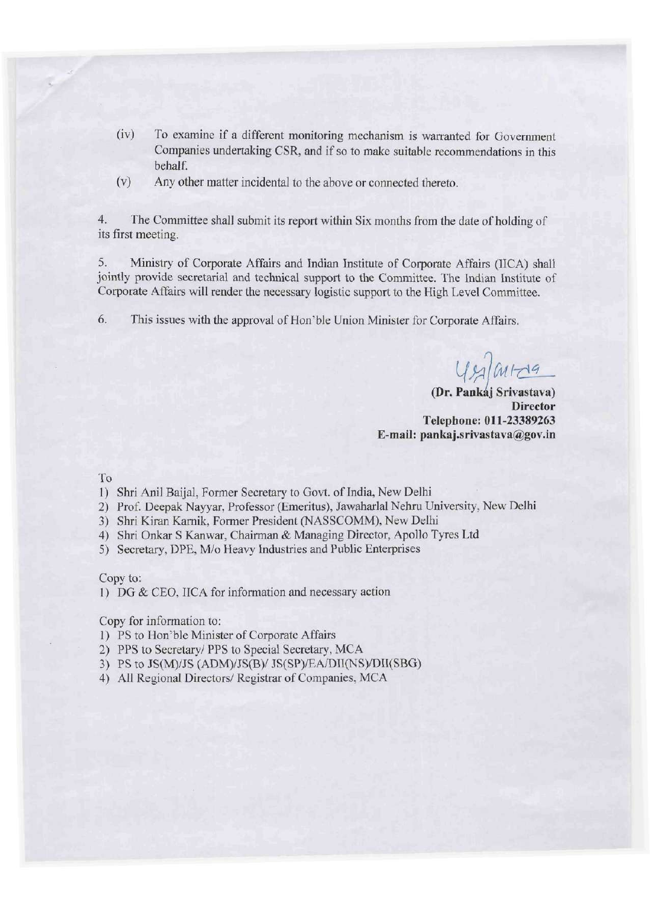(iv) To examine if a different monitoring mechanism is warranted for Government Companies undertaking CSR, and if so to make suitable recommendations in this behalf.

(v) Any other matter incidental to the above or connected thereto.

4. The Committee shall submit its report within Six months from the date of holding of its first meeting.

5. Ministry of Corporate Affairs and Indian Institute of Corporate Affairs (IICA) shall jointly provide secretarial and technical support to the Committee. The Indian Institute of Corporate Affairs will render the necessary logistic support to the High Level Committee.

6. This issues with the approval of Hon'ble Union Minister for Corporate Affairs.

**(Dr. Pankaj Srivastava)**
**Director**
**Telephone: 011-23389263**
**E-mail: pankaj.srivastava@gov.in**

To

1) Shri Anil Baijal, Former Secretary to Govt. of India, New Delhi
2) Prof. Deepak Nayyar, Professor (Emeritus), Jawaharlal Nehru University, New Delhi
3) Shri Kiran Karnik, Former President (NASSCOMM), New Delhi
4) Shri Onkar S Kanwar, Chairman & Managing Director, Apollo Tyres Ltd
5) Secretary, DPE, M/o Heavy Industries and Public Enterprises

Copy to:

1) DG & CEO, IICA for information and necessary action

Copy for information to:

1) PS to Hon'ble Minister of Corporate Affairs
2) PPS to Secretary/ PPS to Special Secretary, MCA
3) PS to JS(M)/JS (ADM)/JS(B)/ JS(SP)/EA/DII(NS)/DII(SBG)
4) All Regional Directors/ Registrar of Companies, MCA